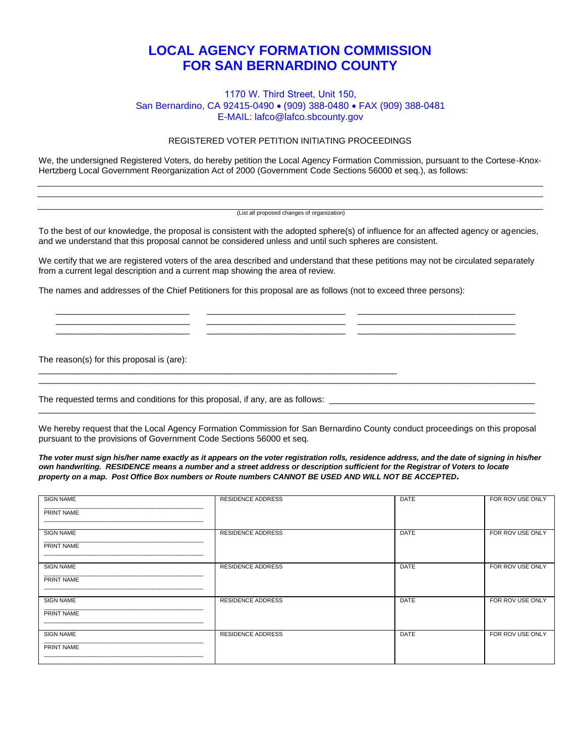# LOCAL AGENCY FORMATION COMMISSION
# FOR SAN BERNARDINO COUNTY

1170 W. Third Street, Unit 150,
San Bernardino, CA 92415-0490 • (909) 388-0480 • FAX (909) 388-0481
E-MAIL: lafco@lafco.sbcounty.gov

REGISTERED VOTER PETITION INITIATING PROCEEDINGS

We, the undersigned Registered Voters, do hereby petition the Local Agency Formation Commission, pursuant to the Cortese-Knox-Hertzberg Local Government Reorganization Act of 2000 (Government Code Sections 56000 et seq.), as follows:

______________________________________________________________________________

______________________________________________________________________________

______________________________________________________________________________

(List all proposed changes of organization)

To the best of our knowledge, the proposal is consistent with the adopted sphere(s) of influence for an affected agency or agencies, and we understand that this proposal cannot be considered unless and until such spheres are consistent.

We certify that we are registered voters of the area described and understand that these petitions may not be circulated separately from a current legal description and a current map showing the area of review.

The names and addresses of the Chief Petitioners for this proposal are as follows (not to exceed three persons):

| | | |
|---|---|---|
| ____________________ | ____________________ | ____________________ |
| ____________________ | ____________________ | ____________________ |
| ____________________ | ____________________ | ____________________ |

The reason(s) for this proposal is (are): ______________________________________________________

______________________________________________________________________________

The requested terms and conditions for this proposal, if any, are as follows: ______________________________

______________________________________________________________________________

We hereby request that the Local Agency Formation Commission for San Bernardino County conduct proceedings on this proposal pursuant to the provisions of Government Code Sections 56000 et seq.

***The voter must sign his/her name exactly as it appears on the voter registration rolls, residence address, and the date of signing in his/her own handwriting. RESIDENCE means a number and a street address or description sufficient for the Registrar of Voters to locate property on a map. Post Office Box numbers or Route numbers CANNOT BE USED AND WILL NOT BE ACCEPTED.***

| SIGN NAME / PRINT NAME | RESIDENCE ADDRESS | DATE | FOR ROV USE ONLY |
|---|---|---|---|
| SIGN NAME ____________________<br>PRINT NAME ____________________ | | | |
| SIGN NAME ____________________<br>PRINT NAME ____________________ | | | |
| SIGN NAME ____________________<br>PRINT NAME ____________________ | | | |
| SIGN NAME ____________________<br>PRINT NAME ____________________ | | | |
| SIGN NAME ____________________<br>PRINT NAME ____________________ | | | |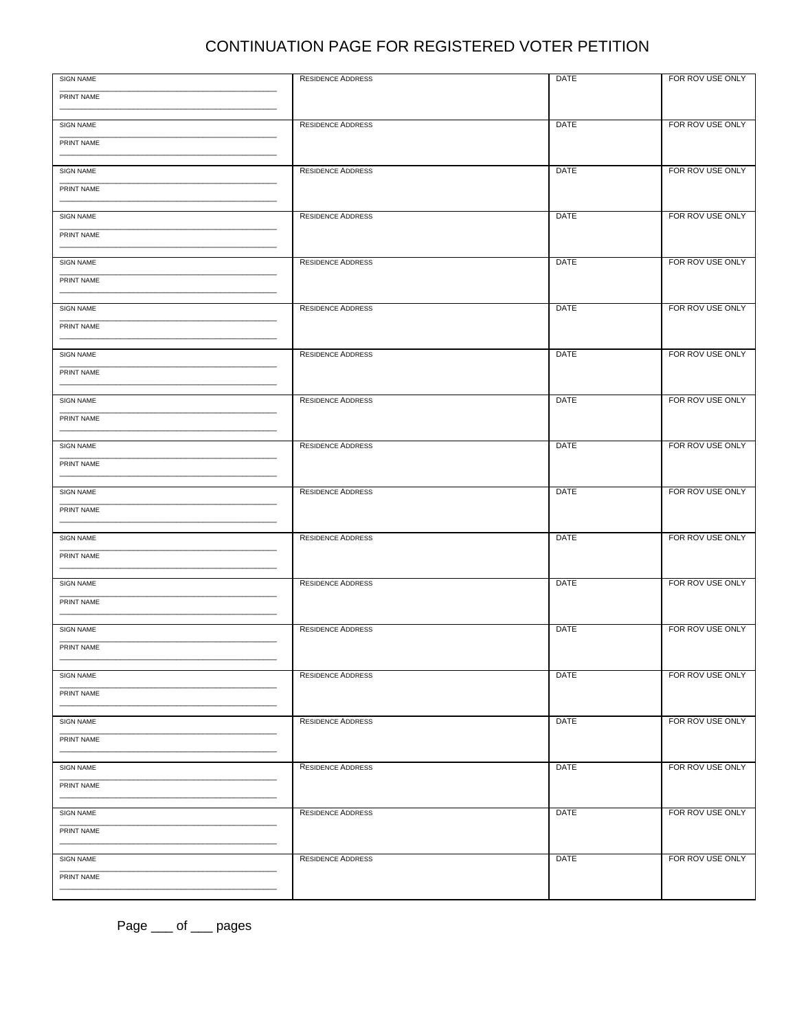# CONTINUATION PAGE FOR REGISTERED VOTER PETITION

| | | | |
|---|---|---|---|
| SIGN NAME<br>PRINT NAME | RESIDENCE ADDRESS | DATE | FOR ROV USE ONLY |
| SIGN NAME<br>PRINT NAME | RESIDENCE ADDRESS | DATE | FOR ROV USE ONLY |
| SIGN NAME<br>PRINT NAME | RESIDENCE ADDRESS | DATE | FOR ROV USE ONLY |
| SIGN NAME<br>PRINT NAME | RESIDENCE ADDRESS | DATE | FOR ROV USE ONLY |
| SIGN NAME<br>PRINT NAME | RESIDENCE ADDRESS | DATE | FOR ROV USE ONLY |
| SIGN NAME<br>PRINT NAME | RESIDENCE ADDRESS | DATE | FOR ROV USE ONLY |
| SIGN NAME<br>PRINT NAME | RESIDENCE ADDRESS | DATE | FOR ROV USE ONLY |
| SIGN NAME<br>PRINT NAME | RESIDENCE ADDRESS | DATE | FOR ROV USE ONLY |
| SIGN NAME<br>PRINT NAME | RESIDENCE ADDRESS | DATE | FOR ROV USE ONLY |
| SIGN NAME<br>PRINT NAME | RESIDENCE ADDRESS | DATE | FOR ROV USE ONLY |
| SIGN NAME<br>PRINT NAME | RESIDENCE ADDRESS | DATE | FOR ROV USE ONLY |
| SIGN NAME<br>PRINT NAME | RESIDENCE ADDRESS | DATE | FOR ROV USE ONLY |
| SIGN NAME<br>PRINT NAME | RESIDENCE ADDRESS | DATE | FOR ROV USE ONLY |
| SIGN NAME<br>PRINT NAME | RESIDENCE ADDRESS | DATE | FOR ROV USE ONLY |
| SIGN NAME<br>PRINT NAME | RESIDENCE ADDRESS | DATE | FOR ROV USE ONLY |
| SIGN NAME<br>PRINT NAME | RESIDENCE ADDRESS | DATE | FOR ROV USE ONLY |
| SIGN NAME<br>PRINT NAME | RESIDENCE ADDRESS | DATE | FOR ROV USE ONLY |
| SIGN NAME<br>PRINT NAME | RESIDENCE ADDRESS | DATE | FOR ROV USE ONLY |

Page ___ of ___ pages